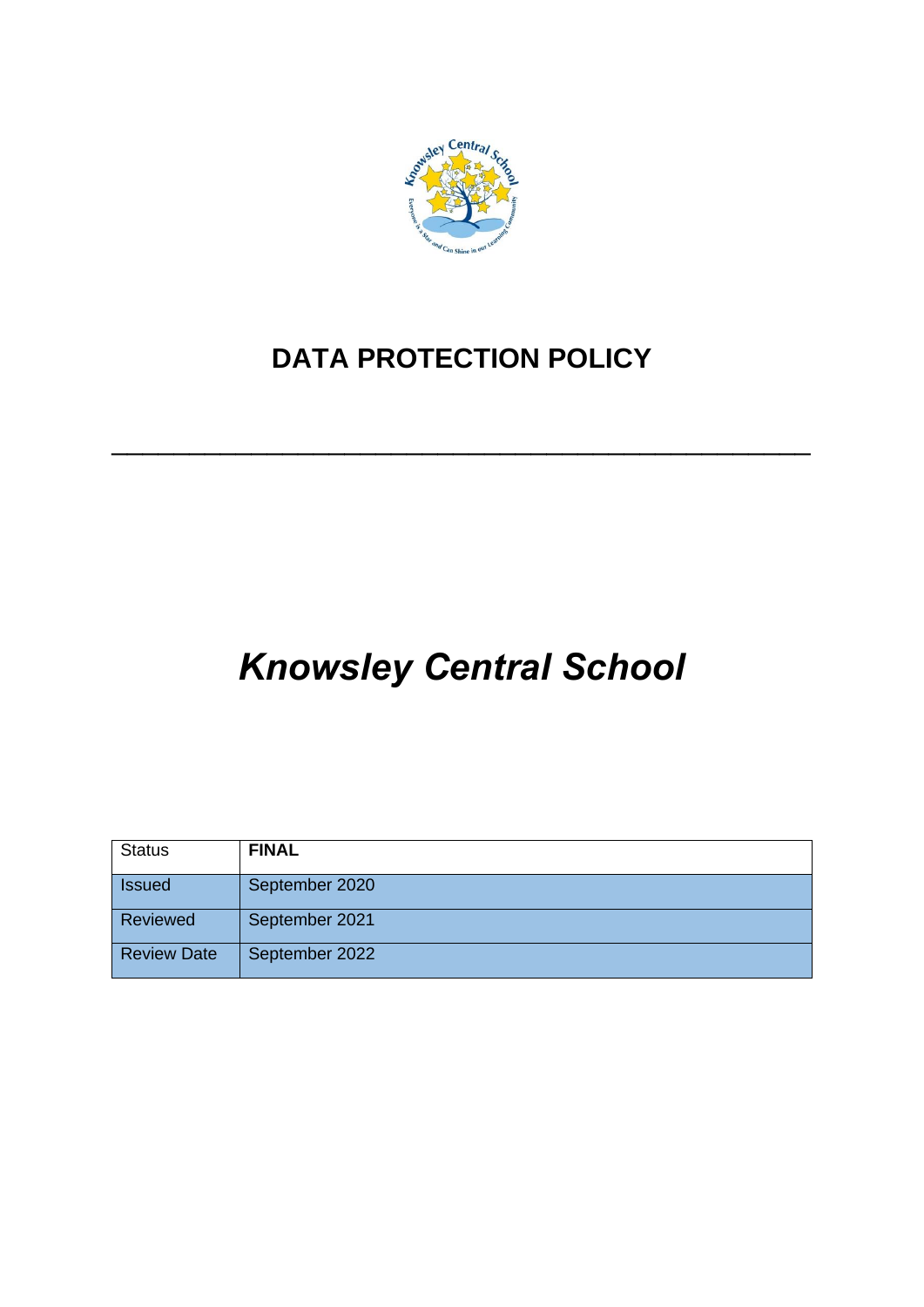# DATA PROTECTION POLICY

---

# *Knowsley Central School*

| Status | **FINAL** |
|---|---|
| Issued | September 2020 |
| Reviewed | September 2021 |
| Review Date | September 2022 |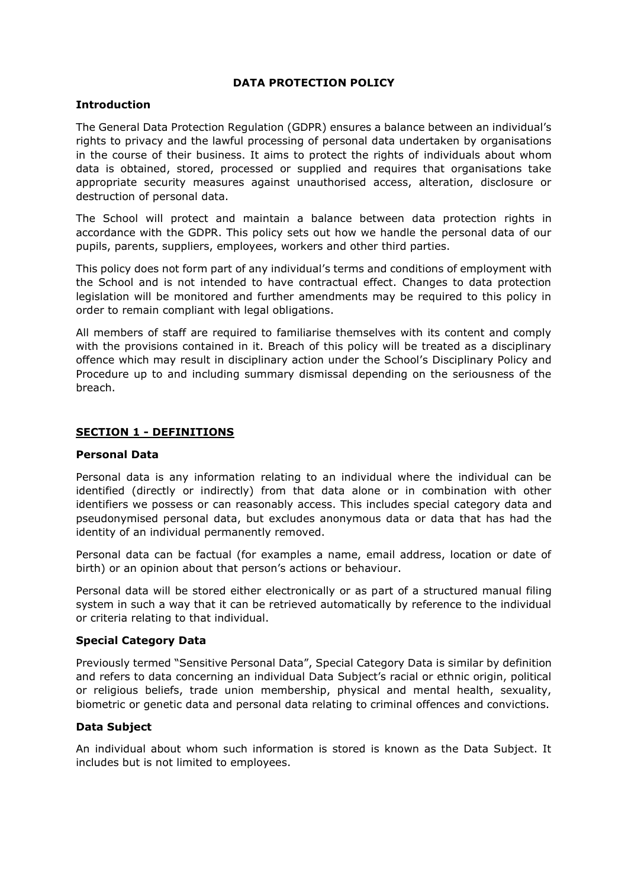# DATA PROTECTION POLICY

## Introduction

The General Data Protection Regulation (GDPR) ensures a balance between an individual's rights to privacy and the lawful processing of personal data undertaken by organisations in the course of their business. It aims to protect the rights of individuals about whom data is obtained, stored, processed or supplied and requires that organisations take appropriate security measures against unauthorised access, alteration, disclosure or destruction of personal data.

The School will protect and maintain a balance between data protection rights in accordance with the GDPR. This policy sets out how we handle the personal data of our pupils, parents, suppliers, employees, workers and other third parties.

This policy does not form part of any individual's terms and conditions of employment with the School and is not intended to have contractual effect. Changes to data protection legislation will be monitored and further amendments may be required to this policy in order to remain compliant with legal obligations.

All members of staff are required to familiarise themselves with its content and comply with the provisions contained in it. Breach of this policy will be treated as a disciplinary offence which may result in disciplinary action under the School's Disciplinary Policy and Procedure up to and including summary dismissal depending on the seriousness of the breach.

## SECTION 1 - DEFINITIONS

### Personal Data

Personal data is any information relating to an individual where the individual can be identified (directly or indirectly) from that data alone or in combination with other identifiers we possess or can reasonably access. This includes special category data and pseudonymised personal data, but excludes anonymous data or data that has had the identity of an individual permanently removed.

Personal data can be factual (for examples a name, email address, location or date of birth) or an opinion about that person's actions or behaviour.

Personal data will be stored either electronically or as part of a structured manual filing system in such a way that it can be retrieved automatically by reference to the individual or criteria relating to that individual.

### Special Category Data

Previously termed "Sensitive Personal Data", Special Category Data is similar by definition and refers to data concerning an individual Data Subject's racial or ethnic origin, political or religious beliefs, trade union membership, physical and mental health, sexuality, biometric or genetic data and personal data relating to criminal offences and convictions.

### Data Subject

An individual about whom such information is stored is known as the Data Subject. It includes but is not limited to employees.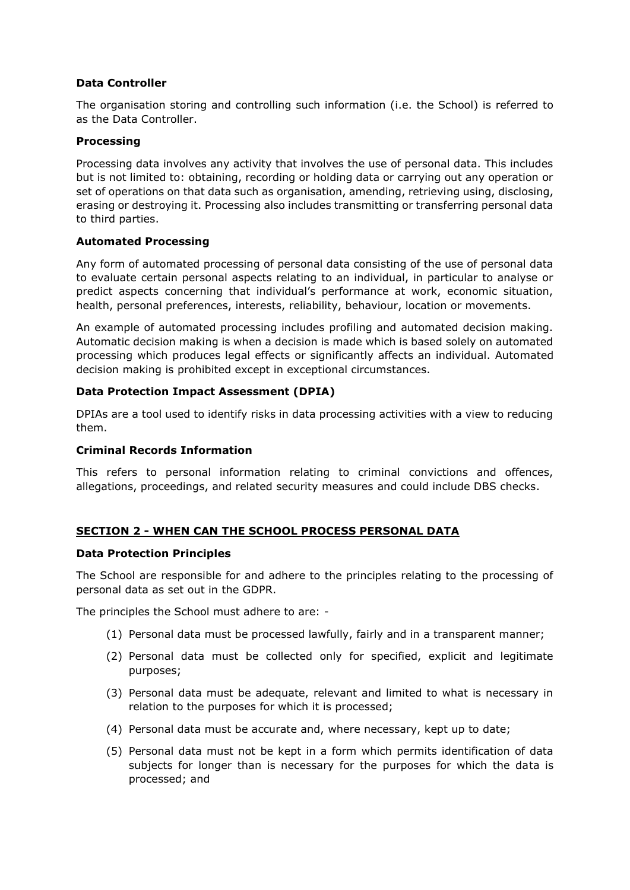**Data Controller**

The organisation storing and controlling such information (i.e. the School) is referred to as the Data Controller.

**Processing**

Processing data involves any activity that involves the use of personal data. This includes but is not limited to: obtaining, recording or holding data or carrying out any operation or set of operations on that data such as organisation, amending, retrieving using, disclosing, erasing or destroying it. Processing also includes transmitting or transferring personal data to third parties.

**Automated Processing**

Any form of automated processing of personal data consisting of the use of personal data to evaluate certain personal aspects relating to an individual, in particular to analyse or predict aspects concerning that individual's performance at work, economic situation, health, personal preferences, interests, reliability, behaviour, location or movements.

An example of automated processing includes profiling and automated decision making. Automatic decision making is when a decision is made which is based solely on automated processing which produces legal effects or significantly affects an individual. Automated decision making is prohibited except in exceptional circumstances.

**Data Protection Impact Assessment (DPIA)**

DPIAs are a tool used to identify risks in data processing activities with a view to reducing them.

**Criminal Records Information**

This refers to personal information relating to criminal convictions and offences, allegations, proceedings, and related security measures and could include DBS checks.

## SECTION 2 - WHEN CAN THE SCHOOL PROCESS PERSONAL DATA

**Data Protection Principles**

The School are responsible for and adhere to the principles relating to the processing of personal data as set out in the GDPR.

The principles the School must adhere to are: -

(1) Personal data must be processed lawfully, fairly and in a transparent manner;

(2) Personal data must be collected only for specified, explicit and legitimate purposes;

(3) Personal data must be adequate, relevant and limited to what is necessary in relation to the purposes for which it is processed;

(4) Personal data must be accurate and, where necessary, kept up to date;

(5) Personal data must not be kept in a form which permits identification of data subjects for longer than is necessary for the purposes for which the data is processed; and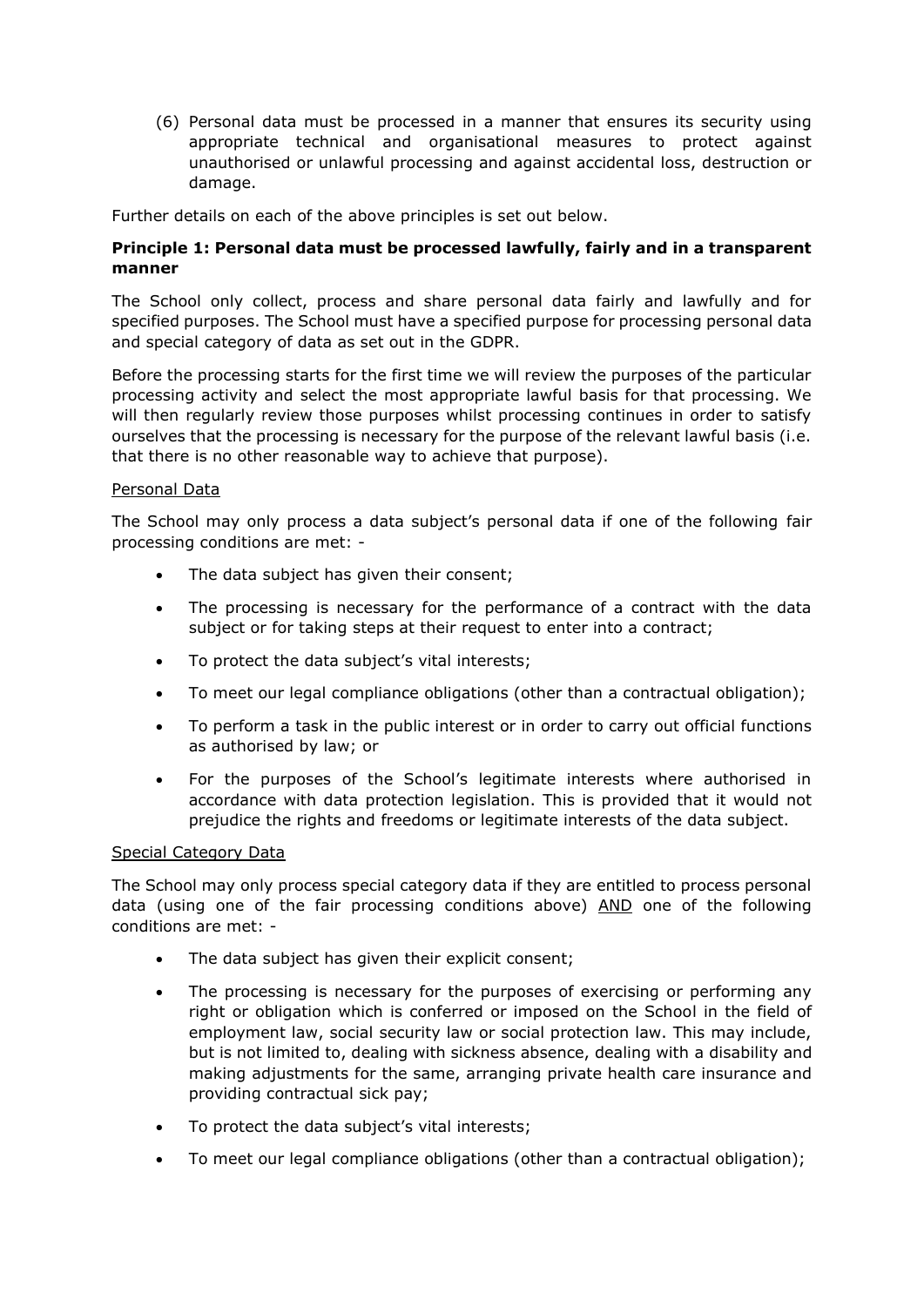(6) Personal data must be processed in a manner that ensures its security using appropriate technical and organisational measures to protect against unauthorised or unlawful processing and against accidental loss, destruction or damage.

Further details on each of the above principles is set out below.

**Principle 1: Personal data must be processed lawfully, fairly and in a transparent manner**

The School only collect, process and share personal data fairly and lawfully and for specified purposes. The School must have a specified purpose for processing personal data and special category of data as set out in the GDPR.

Before the processing starts for the first time we will review the purposes of the particular processing activity and select the most appropriate lawful basis for that processing. We will then regularly review those purposes whilst processing continues in order to satisfy ourselves that the processing is necessary for the purpose of the relevant lawful basis (i.e. that there is no other reasonable way to achieve that purpose).

<u>Personal Data</u>

The School may only process a data subject's personal data if one of the following fair processing conditions are met: -

- The data subject has given their consent;
- The processing is necessary for the performance of a contract with the data subject or for taking steps at their request to enter into a contract;
- To protect the data subject's vital interests;
- To meet our legal compliance obligations (other than a contractual obligation);
- To perform a task in the public interest or in order to carry out official functions as authorised by law; or
- For the purposes of the School's legitimate interests where authorised in accordance with data protection legislation. This is provided that it would not prejudice the rights and freedoms or legitimate interests of the data subject.

<u>Special Category Data</u>

The School may only process special category data if they are entitled to process personal data (using one of the fair processing conditions above) <u>AND</u> one of the following conditions are met: -

- The data subject has given their explicit consent;
- The processing is necessary for the purposes of exercising or performing any right or obligation which is conferred or imposed on the School in the field of employment law, social security law or social protection law. This may include, but is not limited to, dealing with sickness absence, dealing with a disability and making adjustments for the same, arranging private health care insurance and providing contractual sick pay;
- To protect the data subject's vital interests;
- To meet our legal compliance obligations (other than a contractual obligation);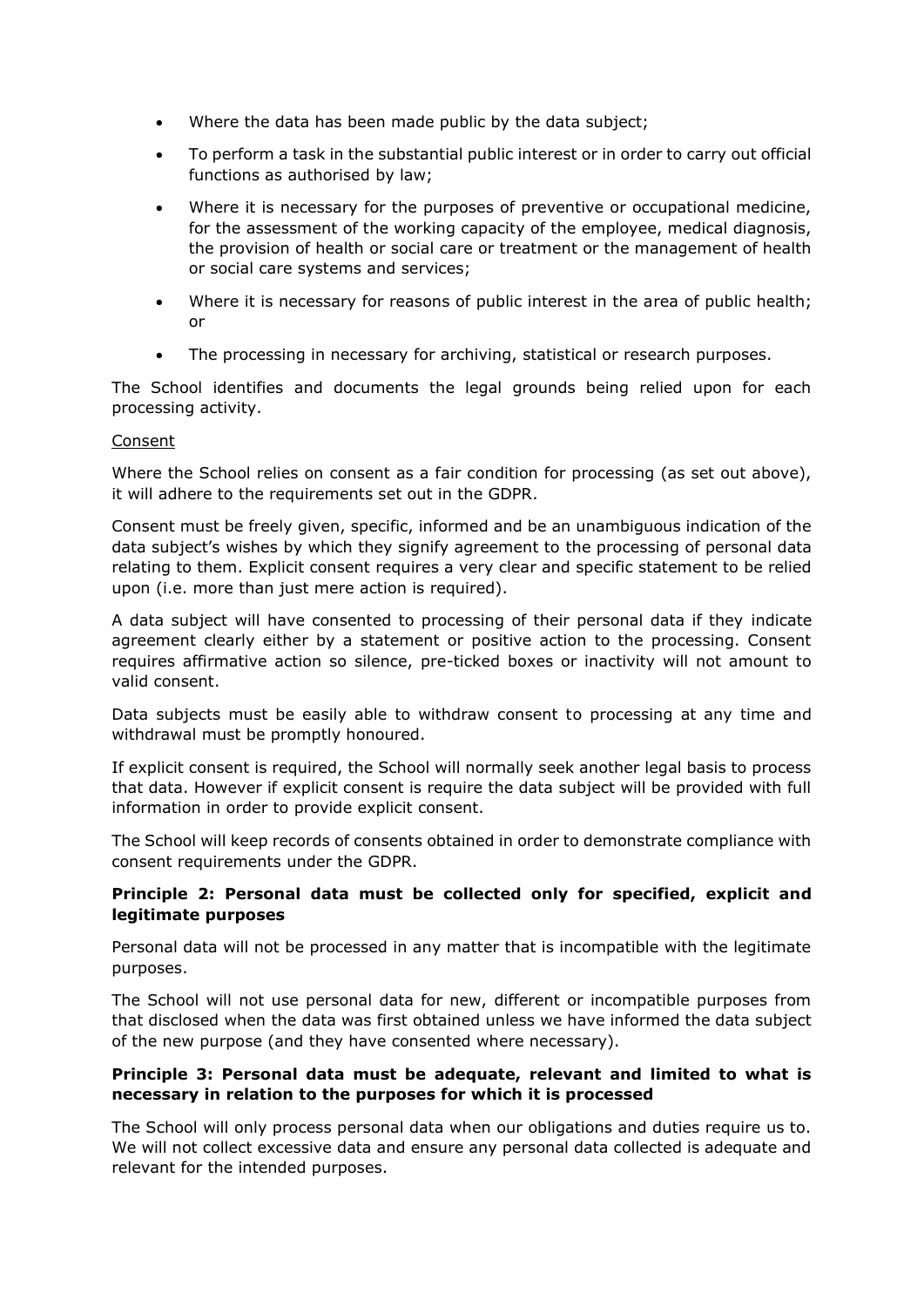- Where the data has been made public by the data subject;
- To perform a task in the substantial public interest or in order to carry out official functions as authorised by law;
- Where it is necessary for the purposes of preventive or occupational medicine, for the assessment of the working capacity of the employee, medical diagnosis, the provision of health or social care or treatment or the management of health or social care systems and services;
- Where it is necessary for reasons of public interest in the area of public health; or
- The processing in necessary for archiving, statistical or research purposes.

The School identifies and documents the legal grounds being relied upon for each processing activity.

Consent

Where the School relies on consent as a fair condition for processing (as set out above), it will adhere to the requirements set out in the GDPR.

Consent must be freely given, specific, informed and be an unambiguous indication of the data subject's wishes by which they signify agreement to the processing of personal data relating to them. Explicit consent requires a very clear and specific statement to be relied upon (i.e. more than just mere action is required).

A data subject will have consented to processing of their personal data if they indicate agreement clearly either by a statement or positive action to the processing. Consent requires affirmative action so silence, pre-ticked boxes or inactivity will not amount to valid consent.

Data subjects must be easily able to withdraw consent to processing at any time and withdrawal must be promptly honoured.

If explicit consent is required, the School will normally seek another legal basis to process that data. However if explicit consent is require the data subject will be provided with full information in order to provide explicit consent.

The School will keep records of consents obtained in order to demonstrate compliance with consent requirements under the GDPR.

**Principle 2: Personal data must be collected only for specified, explicit and legitimate purposes**

Personal data will not be processed in any matter that is incompatible with the legitimate purposes.

The School will not use personal data for new, different or incompatible purposes from that disclosed when the data was first obtained unless we have informed the data subject of the new purpose (and they have consented where necessary).

**Principle 3: Personal data must be adequate, relevant and limited to what is necessary in relation to the purposes for which it is processed**

The School will only process personal data when our obligations and duties require us to. We will not collect excessive data and ensure any personal data collected is adequate and relevant for the intended purposes.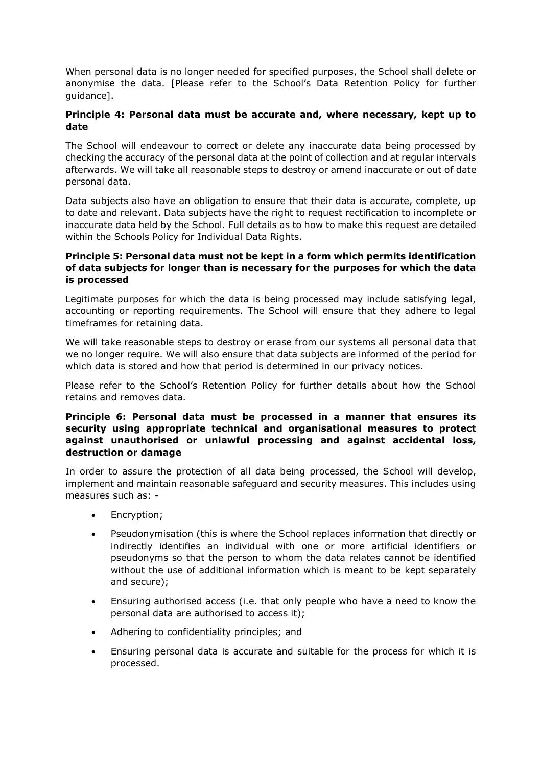When personal data is no longer needed for specified purposes, the School shall delete or anonymise the data. [Please refer to the School's Data Retention Policy for further guidance].

**Principle 4: Personal data must be accurate and, where necessary, kept up to date**

The School will endeavour to correct or delete any inaccurate data being processed by checking the accuracy of the personal data at the point of collection and at regular intervals afterwards. We will take all reasonable steps to destroy or amend inaccurate or out of date personal data.

Data subjects also have an obligation to ensure that their data is accurate, complete, up to date and relevant. Data subjects have the right to request rectification to incomplete or inaccurate data held by the School. Full details as to how to make this request are detailed within the Schools Policy for Individual Data Rights.

**Principle 5: Personal data must not be kept in a form which permits identification of data subjects for longer than is necessary for the purposes for which the data is processed**

Legitimate purposes for which the data is being processed may include satisfying legal, accounting or reporting requirements. The School will ensure that they adhere to legal timeframes for retaining data.

We will take reasonable steps to destroy or erase from our systems all personal data that we no longer require. We will also ensure that data subjects are informed of the period for which data is stored and how that period is determined in our privacy notices.

Please refer to the School's Retention Policy for further details about how the School retains and removes data.

**Principle 6: Personal data must be processed in a manner that ensures its security using appropriate technical and organisational measures to protect against unauthorised or unlawful processing and against accidental loss, destruction or damage**

In order to assure the protection of all data being processed, the School will develop, implement and maintain reasonable safeguard and security measures. This includes using measures such as: -

- Encryption;
- Pseudonymisation (this is where the School replaces information that directly or indirectly identifies an individual with one or more artificial identifiers or pseudonyms so that the person to whom the data relates cannot be identified without the use of additional information which is meant to be kept separately and secure);
- Ensuring authorised access (i.e. that only people who have a need to know the personal data are authorised to access it);
- Adhering to confidentiality principles; and
- Ensuring personal data is accurate and suitable for the process for which it is processed.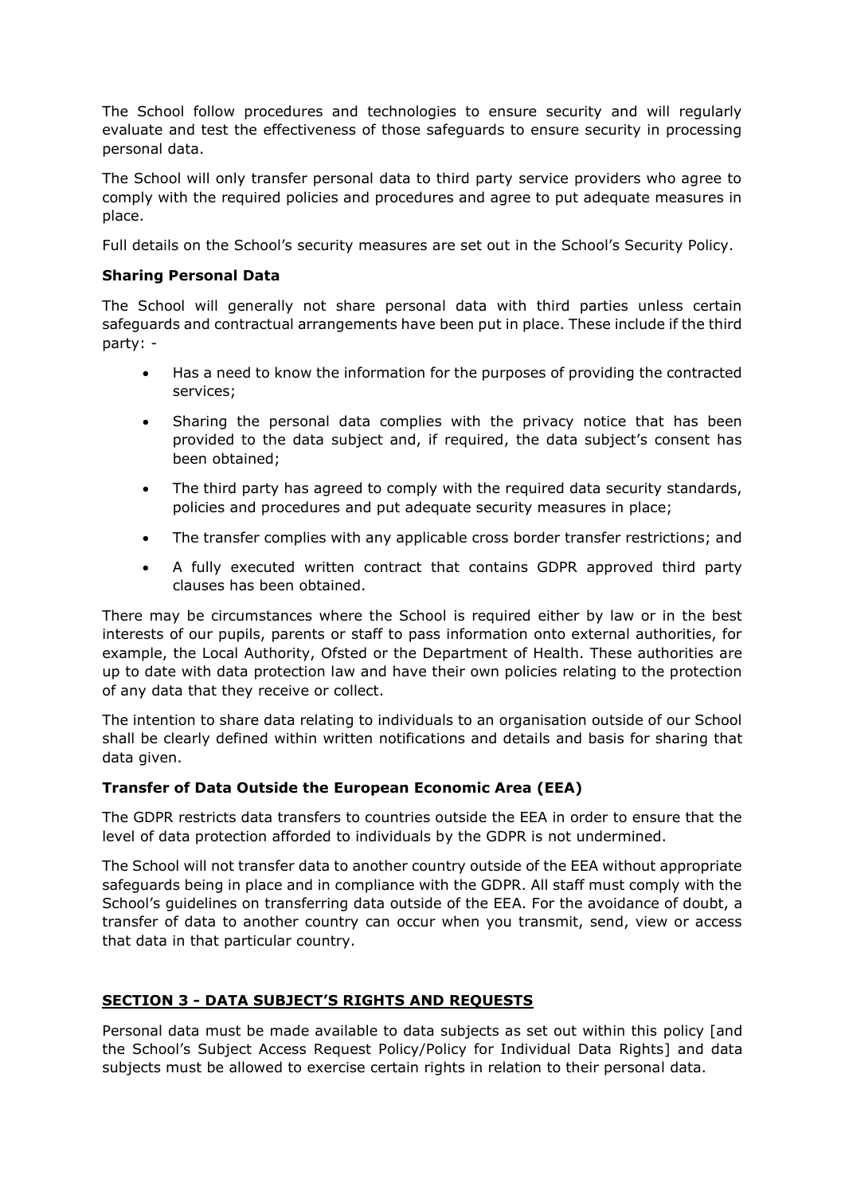The School follow procedures and technologies to ensure security and will regularly evaluate and test the effectiveness of those safeguards to ensure security in processing personal data.

The School will only transfer personal data to third party service providers who agree to comply with the required policies and procedures and agree to put adequate measures in place.

Full details on the School's security measures are set out in the School's Security Policy.

**Sharing Personal Data**

The School will generally not share personal data with third parties unless certain safeguards and contractual arrangements have been put in place. These include if the third party: -

- Has a need to know the information for the purposes of providing the contracted services;
- Sharing the personal data complies with the privacy notice that has been provided to the data subject and, if required, the data subject's consent has been obtained;
- The third party has agreed to comply with the required data security standards, policies and procedures and put adequate security measures in place;
- The transfer complies with any applicable cross border transfer restrictions; and
- A fully executed written contract that contains GDPR approved third party clauses has been obtained.

There may be circumstances where the School is required either by law or in the best interests of our pupils, parents or staff to pass information onto external authorities, for example, the Local Authority, Ofsted or the Department of Health. These authorities are up to date with data protection law and have their own policies relating to the protection of any data that they receive or collect.

The intention to share data relating to individuals to an organisation outside of our School shall be clearly defined within written notifications and details and basis for sharing that data given.

**Transfer of Data Outside the European Economic Area (EEA)**

The GDPR restricts data transfers to countries outside the EEA in order to ensure that the level of data protection afforded to individuals by the GDPR is not undermined.

The School will not transfer data to another country outside of the EEA without appropriate safeguards being in place and in compliance with the GDPR. All staff must comply with the School's guidelines on transferring data outside of the EEA. For the avoidance of doubt, a transfer of data to another country can occur when you transmit, send, view or access that data in that particular country.

## SECTION 3 - DATA SUBJECT'S RIGHTS AND REQUESTS

Personal data must be made available to data subjects as set out within this policy [and the School's Subject Access Request Policy/Policy for Individual Data Rights] and data subjects must be allowed to exercise certain rights in relation to their personal data.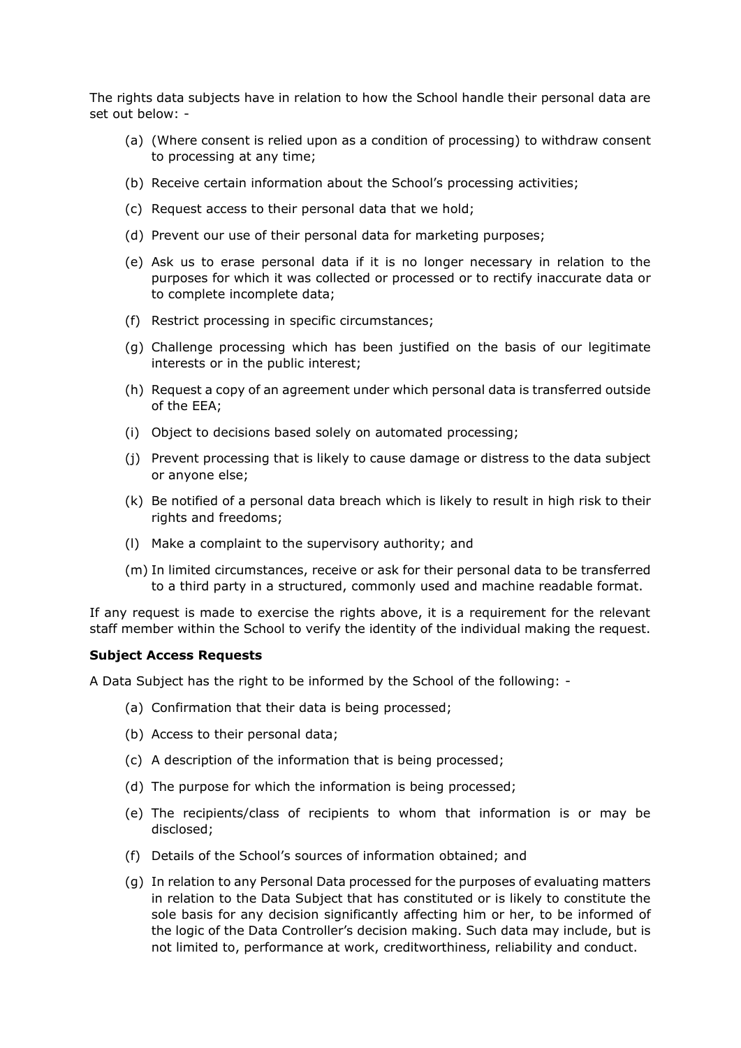The rights data subjects have in relation to how the School handle their personal data are set out below: -

(a) (Where consent is relied upon as a condition of processing) to withdraw consent to processing at any time;

(b) Receive certain information about the School's processing activities;

(c) Request access to their personal data that we hold;

(d) Prevent our use of their personal data for marketing purposes;

(e) Ask us to erase personal data if it is no longer necessary in relation to the purposes for which it was collected or processed or to rectify inaccurate data or to complete incomplete data;

(f) Restrict processing in specific circumstances;

(g) Challenge processing which has been justified on the basis of our legitimate interests or in the public interest;

(h) Request a copy of an agreement under which personal data is transferred outside of the EEA;

(i) Object to decisions based solely on automated processing;

(j) Prevent processing that is likely to cause damage or distress to the data subject or anyone else;

(k) Be notified of a personal data breach which is likely to result in high risk to their rights and freedoms;

(l) Make a complaint to the supervisory authority; and

(m) In limited circumstances, receive or ask for their personal data to be transferred to a third party in a structured, commonly used and machine readable format.

If any request is made to exercise the rights above, it is a requirement for the relevant staff member within the School to verify the identity of the individual making the request.

**Subject Access Requests**

A Data Subject has the right to be informed by the School of the following: -

(a) Confirmation that their data is being processed;

(b) Access to their personal data;

(c) A description of the information that is being processed;

(d) The purpose for which the information is being processed;

(e) The recipients/class of recipients to whom that information is or may be disclosed;

(f) Details of the School's sources of information obtained; and

(g) In relation to any Personal Data processed for the purposes of evaluating matters in relation to the Data Subject that has constituted or is likely to constitute the sole basis for any decision significantly affecting him or her, to be informed of the logic of the Data Controller's decision making. Such data may include, but is not limited to, performance at work, creditworthiness, reliability and conduct.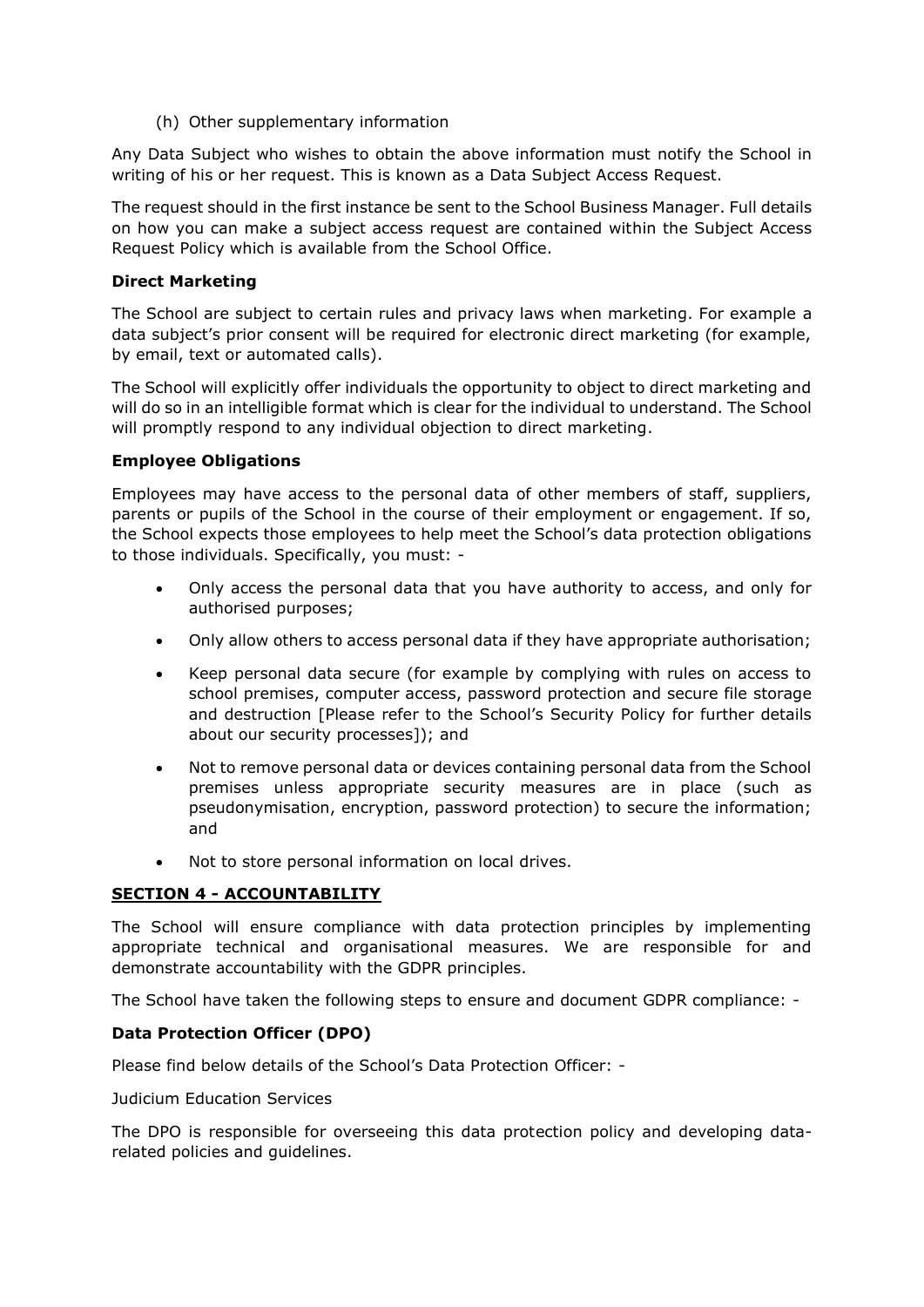(h) Other supplementary information

Any Data Subject who wishes to obtain the above information must notify the School in writing of his or her request. This is known as a Data Subject Access Request.

The request should in the first instance be sent to the School Business Manager. Full details on how you can make a subject access request are contained within the Subject Access Request Policy which is available from the School Office.

**Direct Marketing**

The School are subject to certain rules and privacy laws when marketing. For example a data subject's prior consent will be required for electronic direct marketing (for example, by email, text or automated calls).

The School will explicitly offer individuals the opportunity to object to direct marketing and will do so in an intelligible format which is clear for the individual to understand. The School will promptly respond to any individual objection to direct marketing.

**Employee Obligations**

Employees may have access to the personal data of other members of staff, suppliers, parents or pupils of the School in the course of their employment or engagement. If so, the School expects those employees to help meet the School's data protection obligations to those individuals. Specifically, you must: -

- Only access the personal data that you have authority to access, and only for authorised purposes;
- Only allow others to access personal data if they have appropriate authorisation;
- Keep personal data secure (for example by complying with rules on access to school premises, computer access, password protection and secure file storage and destruction [Please refer to the School's Security Policy for further details about our security processes]); and
- Not to remove personal data or devices containing personal data from the School premises unless appropriate security measures are in place (such as pseudonymisation, encryption, password protection) to secure the information; and
- Not to store personal information on local drives.

## SECTION 4 - ACCOUNTABILITY

The School will ensure compliance with data protection principles by implementing appropriate technical and organisational measures. We are responsible for and demonstrate accountability with the GDPR principles.

The School have taken the following steps to ensure and document GDPR compliance: -

**Data Protection Officer (DPO)**

Please find below details of the School's Data Protection Officer: -

Judicium Education Services

The DPO is responsible for overseeing this data protection policy and developing data-related policies and guidelines.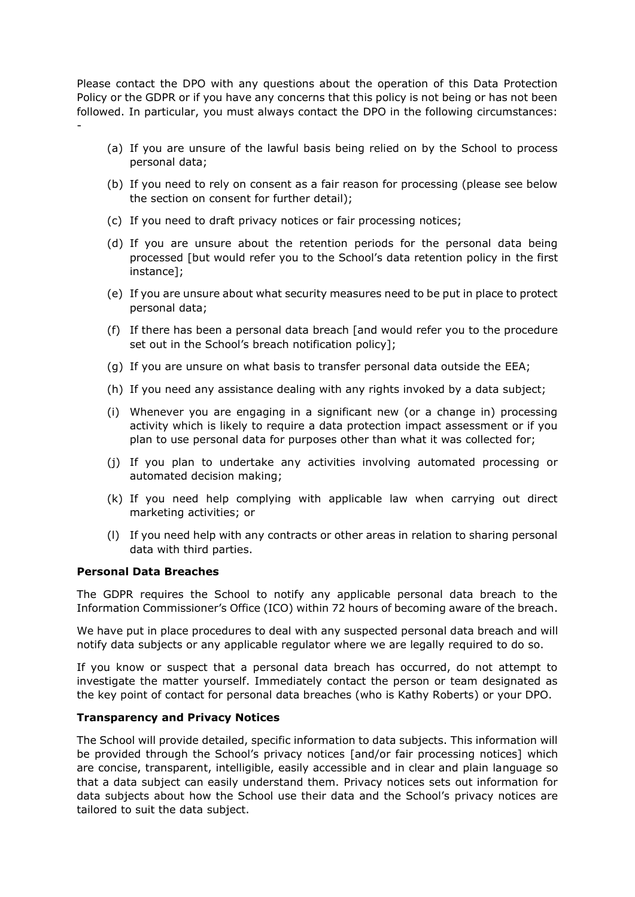Please contact the DPO with any questions about the operation of this Data Protection Policy or the GDPR or if you have any concerns that this policy is not being or has not been followed. In particular, you must always contact the DPO in the following circumstances: -

(a) If you are unsure of the lawful basis being relied on by the School to process personal data;

(b) If you need to rely on consent as a fair reason for processing (please see below the section on consent for further detail);

(c) If you need to draft privacy notices or fair processing notices;

(d) If you are unsure about the retention periods for the personal data being processed [but would refer you to the School's data retention policy in the first instance];

(e) If you are unsure about what security measures need to be put in place to protect personal data;

(f) If there has been a personal data breach [and would refer you to the procedure set out in the School's breach notification policy];

(g) If you are unsure on what basis to transfer personal data outside the EEA;

(h) If you need any assistance dealing with any rights invoked by a data subject;

(i) Whenever you are engaging in a significant new (or a change in) processing activity which is likely to require a data protection impact assessment or if you plan to use personal data for purposes other than what it was collected for;

(j) If you plan to undertake any activities involving automated processing or automated decision making;

(k) If you need help complying with applicable law when carrying out direct marketing activities; or

(l) If you need help with any contracts or other areas in relation to sharing personal data with third parties.

**Personal Data Breaches**

The GDPR requires the School to notify any applicable personal data breach to the Information Commissioner's Office (ICO) within 72 hours of becoming aware of the breach.

We have put in place procedures to deal with any suspected personal data breach and will notify data subjects or any applicable regulator where we are legally required to do so.

If you know or suspect that a personal data breach has occurred, do not attempt to investigate the matter yourself. Immediately contact the person or team designated as the key point of contact for personal data breaches (who is Kathy Roberts) or your DPO.

**Transparency and Privacy Notices**

The School will provide detailed, specific information to data subjects. This information will be provided through the School's privacy notices [and/or fair processing notices] which are concise, transparent, intelligible, easily accessible and in clear and plain language so that a data subject can easily understand them. Privacy notices sets out information for data subjects about how the School use their data and the School's privacy notices are tailored to suit the data subject.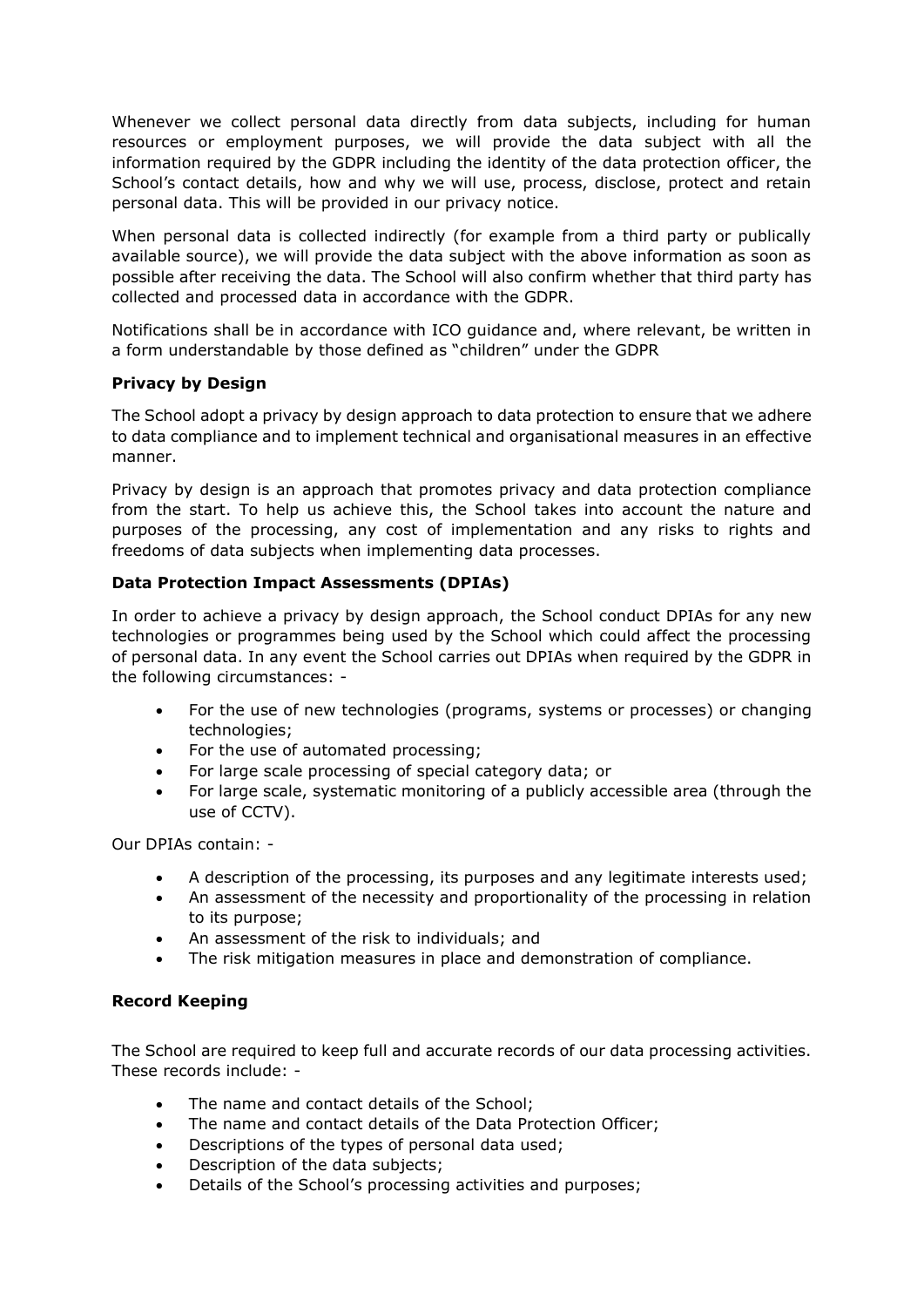Whenever we collect personal data directly from data subjects, including for human resources or employment purposes, we will provide the data subject with all the information required by the GDPR including the identity of the data protection officer, the School's contact details, how and why we will use, process, disclose, protect and retain personal data. This will be provided in our privacy notice.

When personal data is collected indirectly (for example from a third party or publically available source), we will provide the data subject with the above information as soon as possible after receiving the data. The School will also confirm whether that third party has collected and processed data in accordance with the GDPR.

Notifications shall be in accordance with ICO guidance and, where relevant, be written in a form understandable by those defined as "children" under the GDPR

**Privacy by Design**

The School adopt a privacy by design approach to data protection to ensure that we adhere to data compliance and to implement technical and organisational measures in an effective manner.

Privacy by design is an approach that promotes privacy and data protection compliance from the start. To help us achieve this, the School takes into account the nature and purposes of the processing, any cost of implementation and any risks to rights and freedoms of data subjects when implementing data processes.

**Data Protection Impact Assessments (DPIAs)**

In order to achieve a privacy by design approach, the School conduct DPIAs for any new technologies or programmes being used by the School which could affect the processing of personal data. In any event the School carries out DPIAs when required by the GDPR in the following circumstances: -

- For the use of new technologies (programs, systems or processes) or changing technologies;
- For the use of automated processing;
- For large scale processing of special category data; or
- For large scale, systematic monitoring of a publicly accessible area (through the use of CCTV).

Our DPIAs contain: -

- A description of the processing, its purposes and any legitimate interests used;
- An assessment of the necessity and proportionality of the processing in relation to its purpose;
- An assessment of the risk to individuals; and
- The risk mitigation measures in place and demonstration of compliance.

**Record Keeping**

The School are required to keep full and accurate records of our data processing activities. These records include: -

- The name and contact details of the School;
- The name and contact details of the Data Protection Officer;
- Descriptions of the types of personal data used;
- Description of the data subjects;
- Details of the School's processing activities and purposes;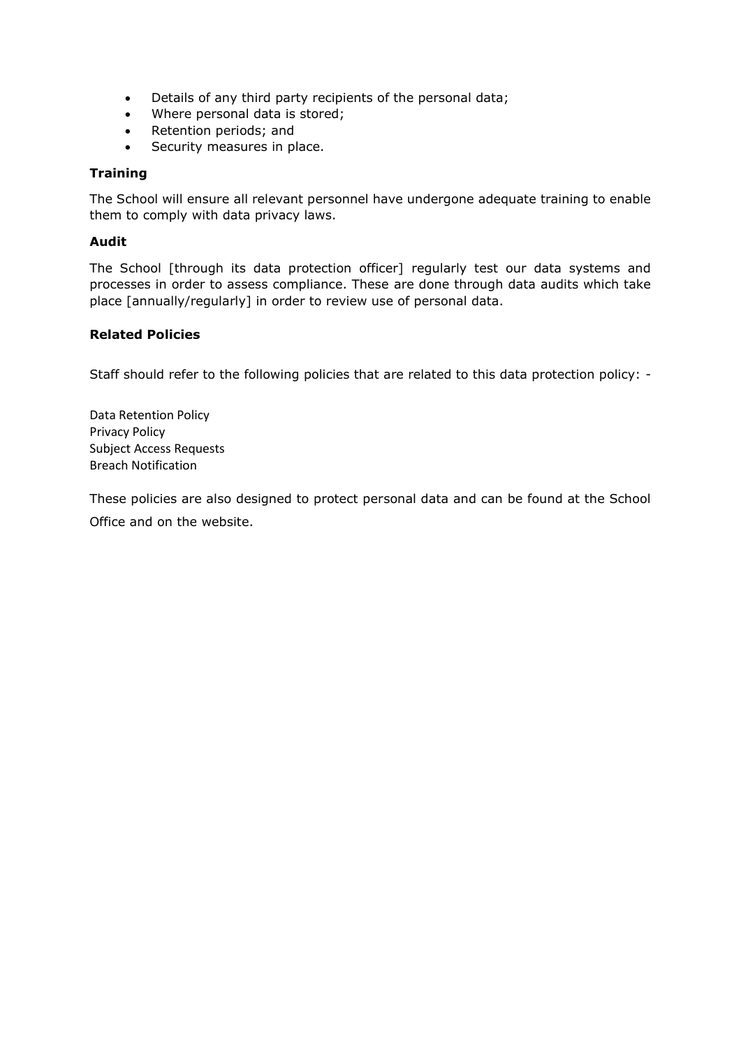- Details of any third party recipients of the personal data;
- Where personal data is stored;
- Retention periods; and
- Security measures in place.

**Training**

The School will ensure all relevant personnel have undergone adequate training to enable them to comply with data privacy laws.

**Audit**

The School [through its data protection officer] regularly test our data systems and processes in order to assess compliance. These are done through data audits which take place [annually/regularly] in order to review use of personal data.

**Related Policies**

Staff should refer to the following policies that are related to this data protection policy: -

Data Retention Policy
Privacy Policy
Subject Access Requests
Breach Notification

These policies are also designed to protect personal data and can be found at the School Office and on the website.